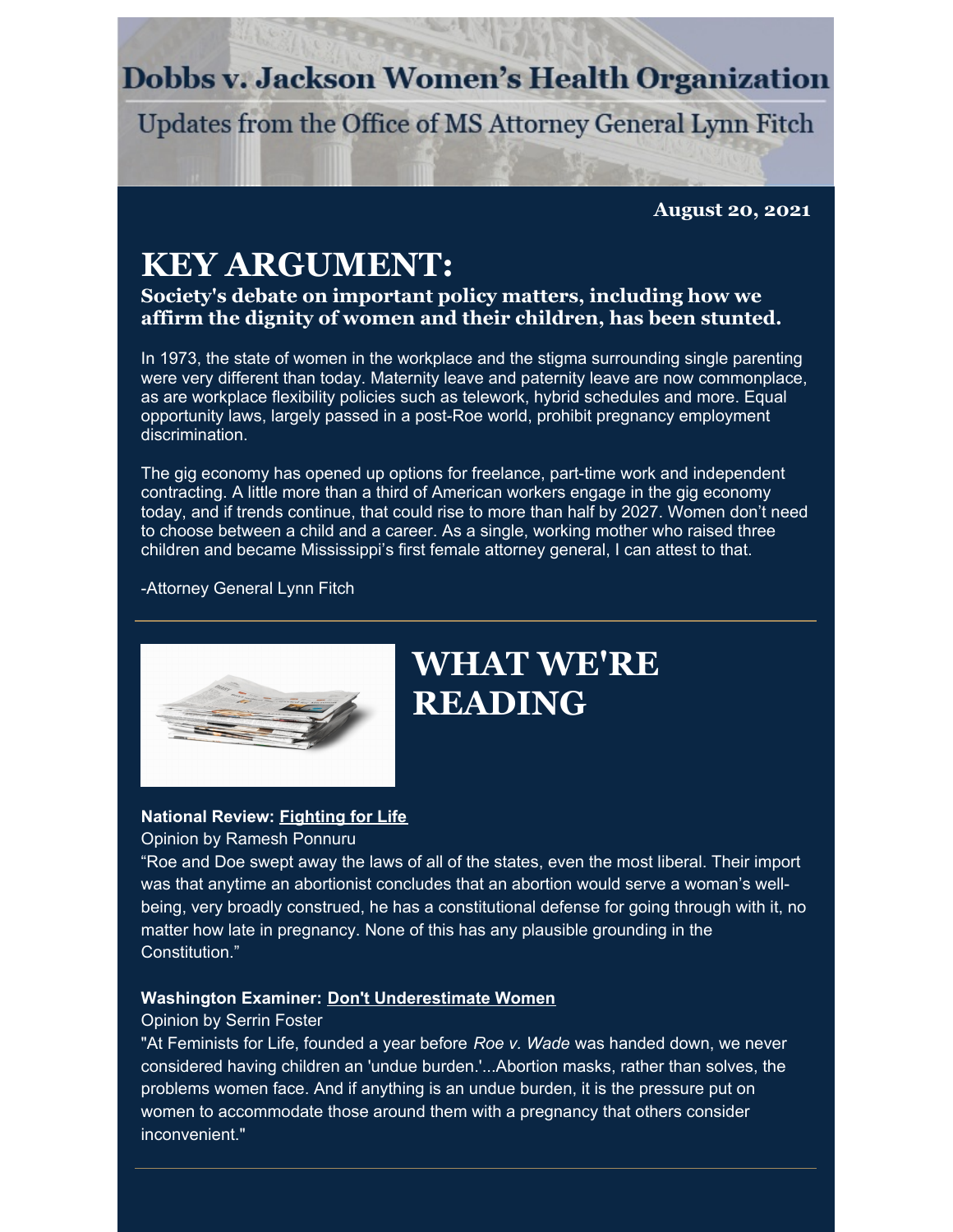# Dobbs v. Jackson Women's Health Organization

Updates from the Office of MS Attorney General Lynn Fitch

**August 20, 2021**

## KEY ARGUMENT:

**Society's debate on important policy matters, including how we affirm the dignity of women and their children, has been stunted.**

In 1973, the state of women in the workplace and the stigma surrounding single parenting were very different than today. Maternity leave and paternity leave are now commonplace, as are workplace flexibility policies such as telework, hybrid schedules and more. Equal opportunity laws, largely passed in a post-Roe world, prohibit pregnancy employment discrimination.

The gig economy has opened up options for freelance, part-time work and independent contracting. A little more than a third of American workers engage in the gig economy today, and if trends continue, that could rise to more than half by 2027. Women don't need to choose between a child and a career. As a single, working mother who raised three children and became Mississippi's first female attorney general, I can attest to that.

-Attorney General Lynn Fitch

## WHAT WE'RE READING

**National Review: Fighting for Life**

Opinion by Ramesh Ponnuru

"Roe and Doe swept away the laws of all of the states, even the most liberal. Their import was that anytime an abortionist concludes that an abortion would serve a woman's well-being, very broadly construed, he has a constitutional defense for going through with it, no matter how late in pregnancy. None of this has any plausible grounding in the Constitution."

**Washington Examiner: Don't Underestimate Women**

Opinion by Serrin Foster

"At Feminists for Life, founded a year before *Roe v. Wade* was handed down, we never considered having children an 'undue burden.'...Abortion masks, rather than solves, the problems women face. And if anything is an undue burden, it is the pressure put on women to accommodate those around them with a pregnancy that others consider inconvenient."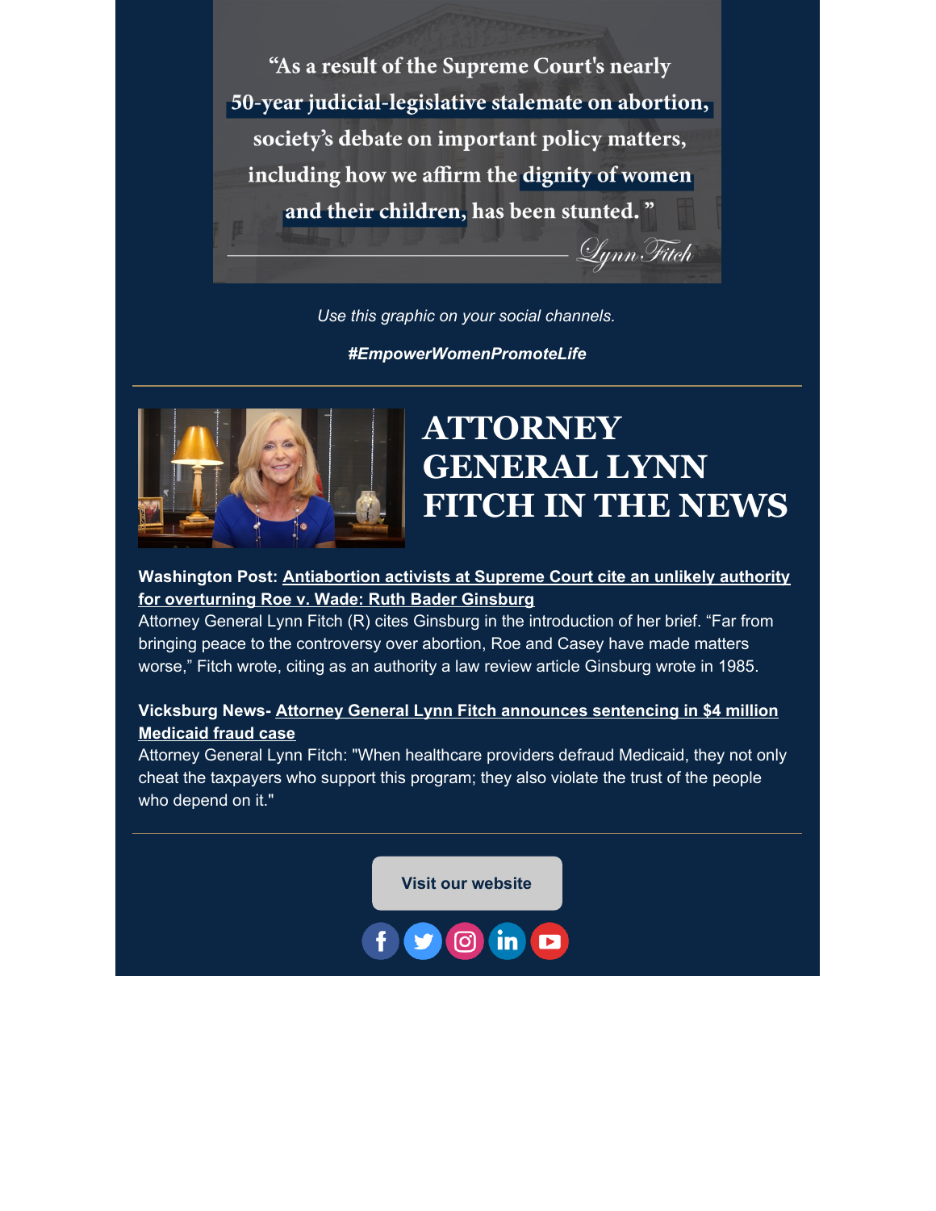"As a result of the Supreme Court's nearly 50-year judicial-legislative stalemate on abortion, society's debate on important policy matters, including how we affirm the dignity of women and their children, has been stunted."

Lynn Fitch

*Use this graphic on your social channels.*

***#EmpowerWomenPromoteLife***

---

# ATTORNEY GENERAL LYNN FITCH IN THE NEWS

**Washington Post: Antiabortion activists at Supreme Court cite an unlikely authority for overturning Roe v. Wade: Ruth Bader Ginsburg**
Attorney General Lynn Fitch (R) cites Ginsburg in the introduction of her brief. "Far from bringing peace to the controversy over abortion, Roe and Casey have made matters worse," Fitch wrote, citing as an authority a law review article Ginsburg wrote in 1985.

**Vicksburg News- Attorney General Lynn Fitch announces sentencing in $4 million Medicaid fraud case**
Attorney General Lynn Fitch: "When healthcare providers defraud Medicaid, they not only cheat the taxpayers who support this program; they also violate the trust of the people who depend on it."

---

**Visit our website**